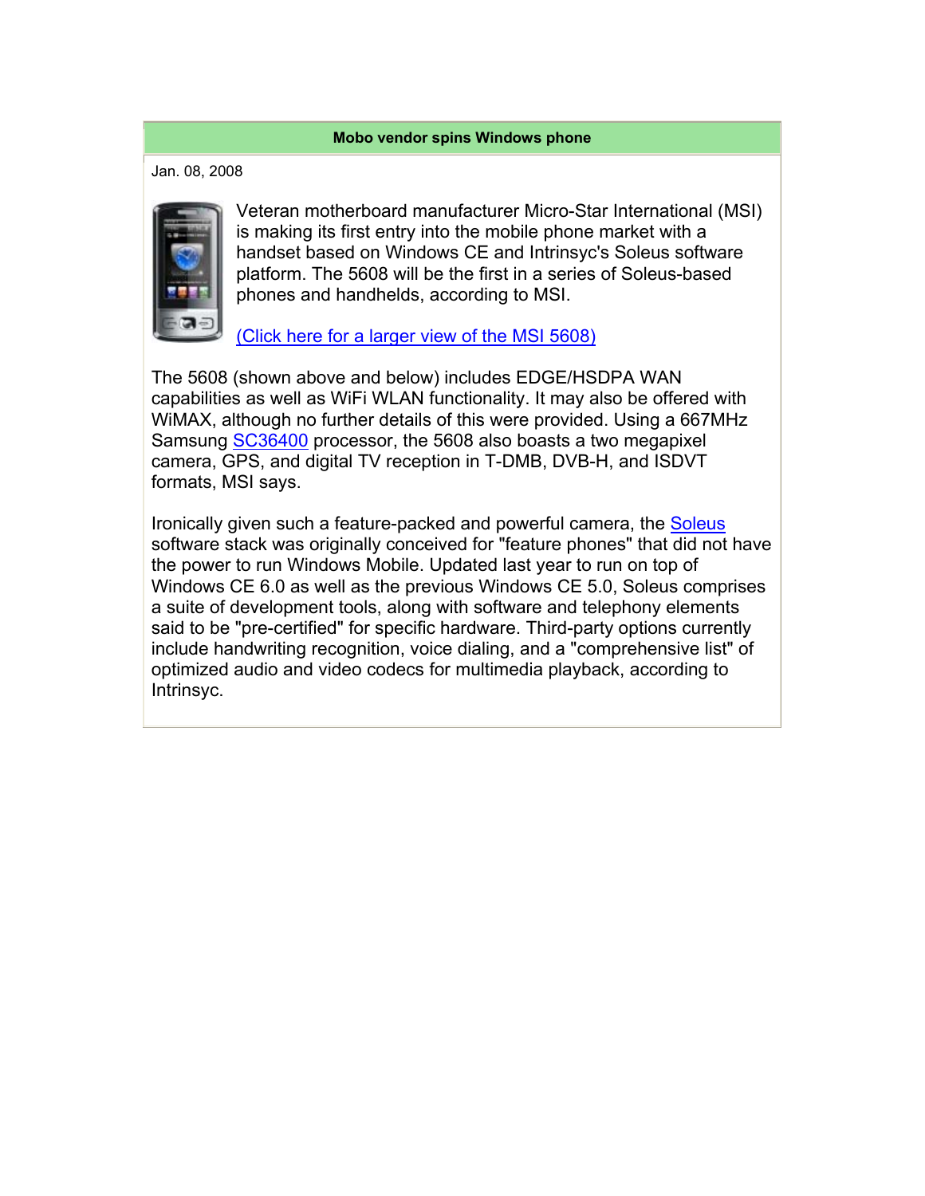**Mobo vendor spins Windows phone**

Jan. 08, 2008

Veteran motherboard manufacturer Micro-Star International (MSI) is making its first entry into the mobile phone market with a handset based on Windows CE and Intrinsyc's Soleus software platform. The 5608 will be the first in a series of Soleus-based phones and handhelds, according to MSI.

(Click here for a larger view of the MSI 5608)

The 5608 (shown above and below) includes EDGE/HSDPA WAN capabilities as well as WiFi WLAN functionality. It may also be offered with WiMAX, although no further details of this were provided. Using a 667MHz Samsung SC36400 processor, the 5608 also boasts a two megapixel camera, GPS, and digital TV reception in T-DMB, DVB-H, and ISDVT formats, MSI says.

Ironically given such a feature-packed and powerful camera, the Soleus software stack was originally conceived for "feature phones" that did not have the power to run Windows Mobile. Updated last year to run on top of Windows CE 6.0 as well as the previous Windows CE 5.0, Soleus comprises a suite of development tools, along with software and telephony elements said to be "pre-certified" for specific hardware. Third-party options currently include handwriting recognition, voice dialing, and a "comprehensive list" of optimized audio and video codecs for multimedia playback, according to Intrinsyc.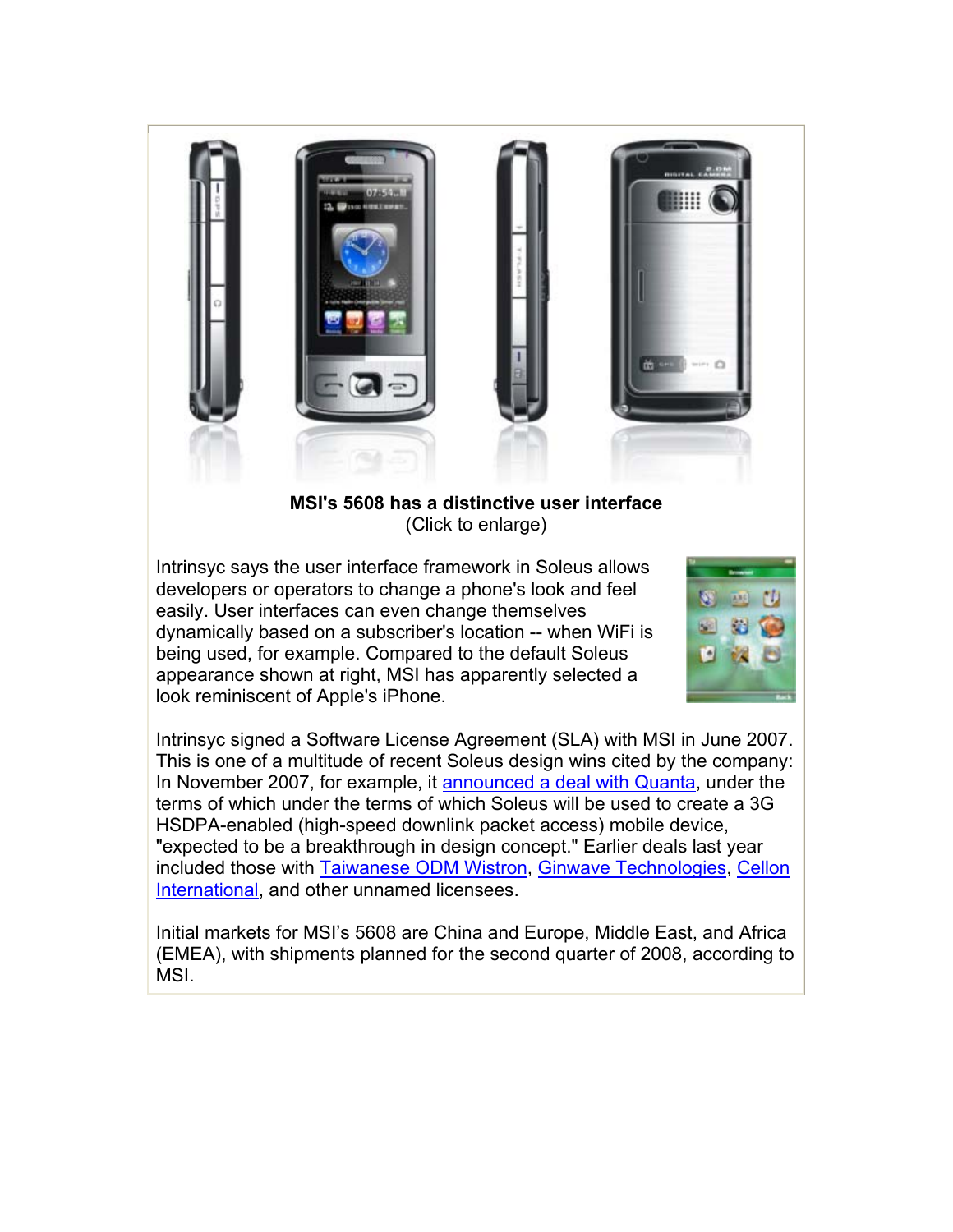**MSI's 5608 has a distinctive user interface**
(Click to enlarge)

Intrinsyc says the user interface framework in Soleus allows developers or operators to change a phone's look and feel easily. User interfaces can even change themselves dynamically based on a subscriber's location -- when WiFi is being used, for example. Compared to the default Soleus appearance shown at right, MSI has apparently selected a look reminiscent of Apple's iPhone.

Intrinsyc signed a Software License Agreement (SLA) with MSI in June 2007. This is one of a multitude of recent Soleus design wins cited by the company: In November 2007, for example, it announced a deal with Quanta, under the terms of which under the terms of which Soleus will be used to create a 3G HSDPA-enabled (high-speed downlink packet access) mobile device, "expected to be a breakthrough in design concept." Earlier deals last year included those with Taiwanese ODM Wistron, Ginwave Technologies, Cellon International, and other unnamed licensees.

Initial markets for MSI's 5608 are China and Europe, Middle East, and Africa (EMEA), with shipments planned for the second quarter of 2008, according to MSI.